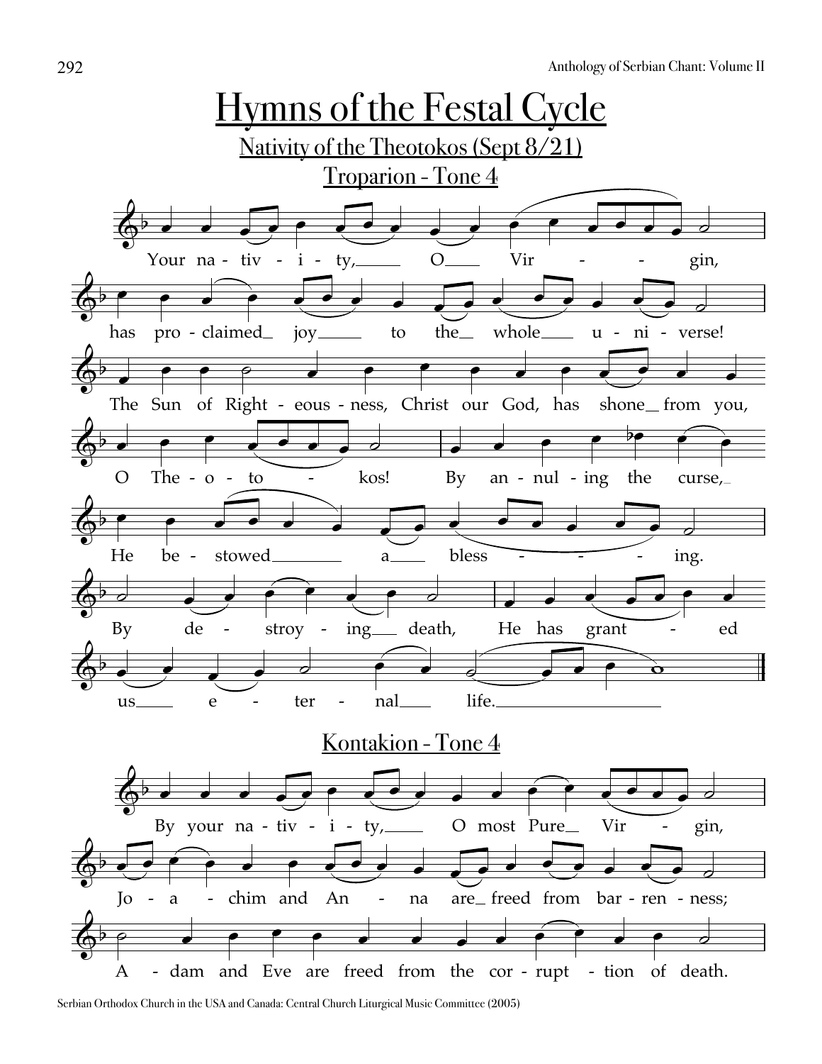# Hymns of the Festal Cycle

## Nativity of the Theotokos (Sept 8/21)

### Troparion - Tone 4

Your nativity, O Virgin,
has proclaimed joy to the whole universe!
The Sun of Righteousness, Christ our God, has shone from you,
O Theotokos! By annuling the curse,
He bestowed a blessing.
By destroying death, He has granted
us eternal life.

### Kontakion - Tone 4

By your nativity, O most Pure Virgin,
Joachim and Anna are freed from barreness;
Adam and Eve are freed from the corruption of death.

Serbian Orthodox Church in the USA and Canada: Central Church Liturgical Music Committee (2005)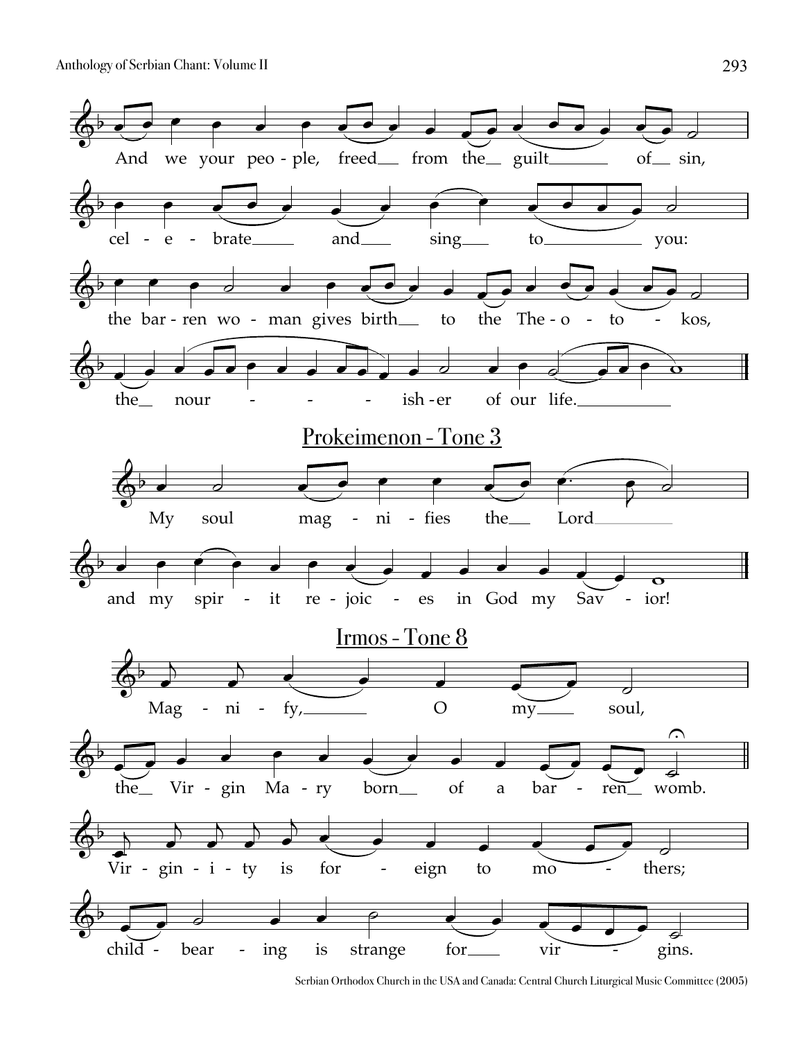And we your people, freed from the guilt of sin,

celebrate and sing to you:

the barren woman gives birth to the Theotokos,

the nourisher of our life.

## Prokeimenon - Tone 3

My soul magnifies the Lord

and my spirit rejoices in God my Savior!

## Irmos - Tone 8

Magnify, O my soul,

the Virgin Mary born of a barren womb.

Virginity is foreign to mothers;

childbearing is strange for virgins.

Serbian Orthodox Church in the USA and Canada: Central Church Liturgical Music Committee (2005)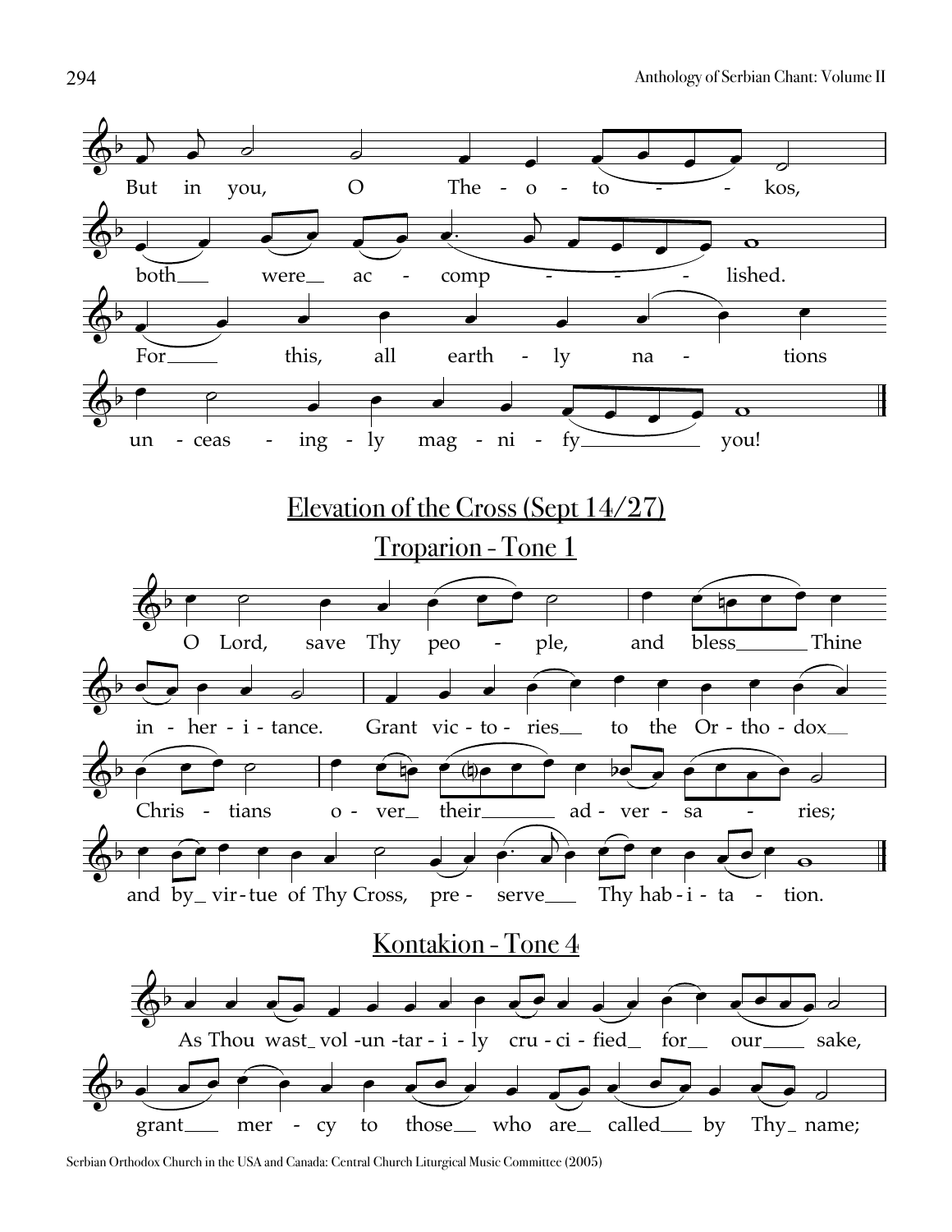But in you, O The - o - to - - kos,

both were ac - comp - - - - lished.

For this, all earth - ly na - tions

un - ceas - ing - ly mag - ni - fy you!

## Elevation of the Cross (Sept 14/27)

## Troparion - Tone 1

O Lord, save Thy peo - ple, and bless Thine

in - her - i - tance. Grant vic - to - ries to the Or - tho - dox

Chris - tians o - ver their ad - ver - sa - ries;

and by vir - tue of Thy Cross, pre - serve Thy hab - i - ta - tion.

## Kontakion - Tone 4

As Thou wast vol - un - tar - i - ly cru - ci - fied for our sake,

grant mer - cy to those who are called by Thy name;

Serbian Orthodox Church in the USA and Canada: Central Church Liturgical Music Committee (2005)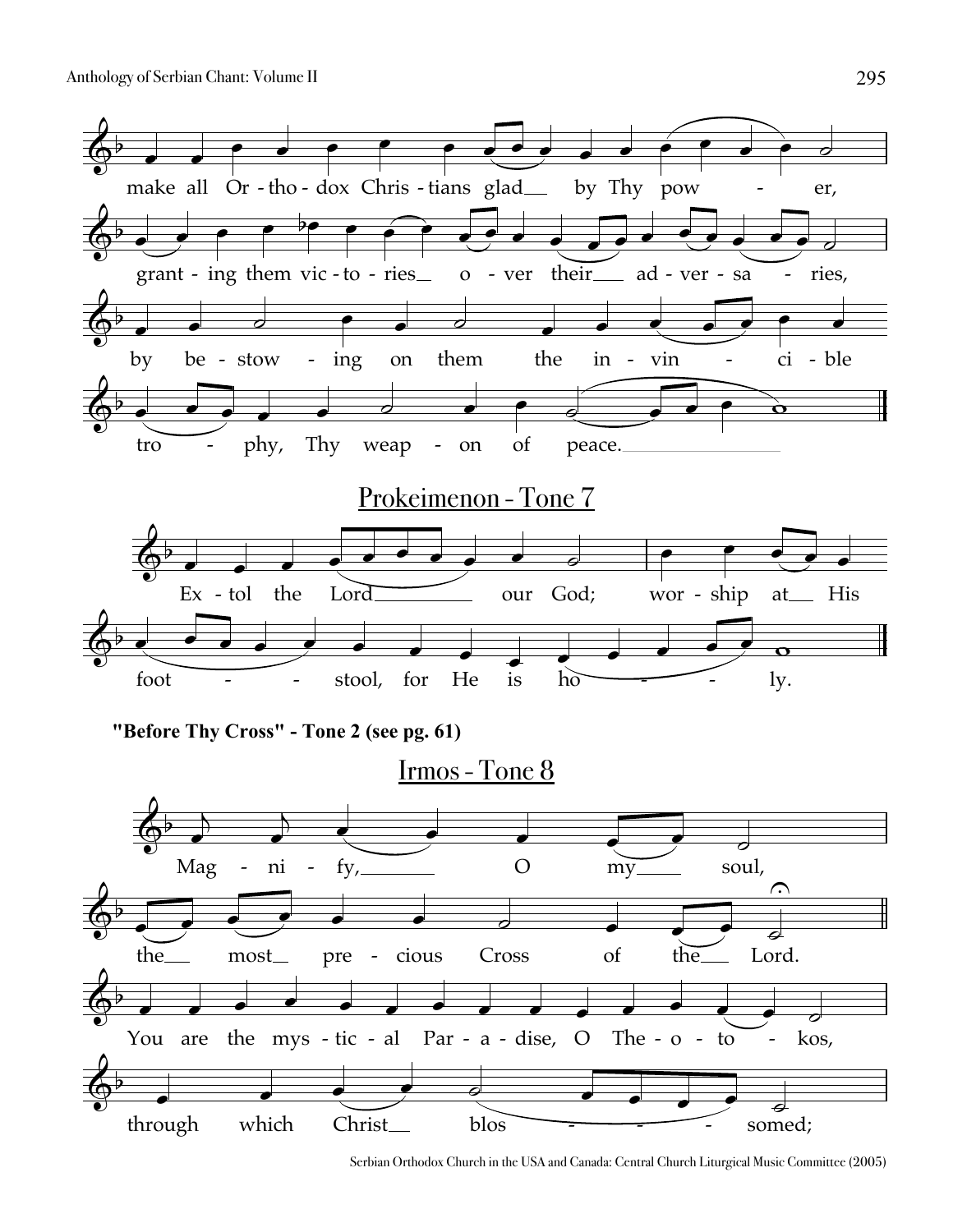make all Orthodox Christians glad by Thy power,

granting them victories over their adversaries,

by bestowing on them the invincible

trophy, Thy weapon of peace.

## Prokeimenon - Tone 7

Extol the Lord our God; worship at His

footstool, for He is holy.

**"Before Thy Cross" - Tone 2 (see pg. 61)**

## Irmos - Tone 8

Magnify, O my soul,

the most precious Cross of the Lord.

You are the mystical Paradise, O Theotokos,

through which Christ blossomed;

Serbian Orthodox Church in the USA and Canada: Central Church Liturgical Music Committee (2005)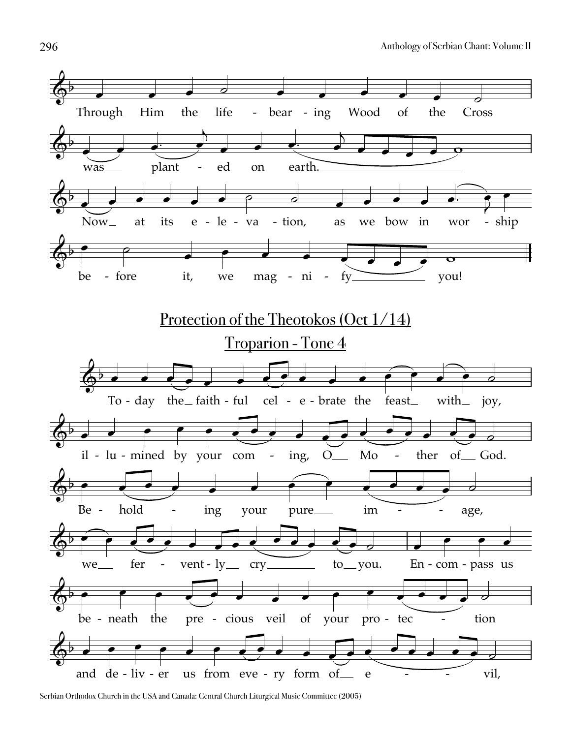Through Him the life-bearing Wood of the Cross was planted on earth.

Now at its elevation, as we bow in worship before it, we magnify you!

## Protection of the Theotokos (Oct 1/14)

### Troparion - Tone 4

Today the faithful celebrate the feast with joy, illumined by your coming, O Mother of God.

Beholding your pure image, we fervently cry to you. Encompass us beneath the precious veil of your protection and deliver us from every form of evil,

Serbian Orthodox Church in the USA and Canada: Central Church Liturgical Music Committee (2005)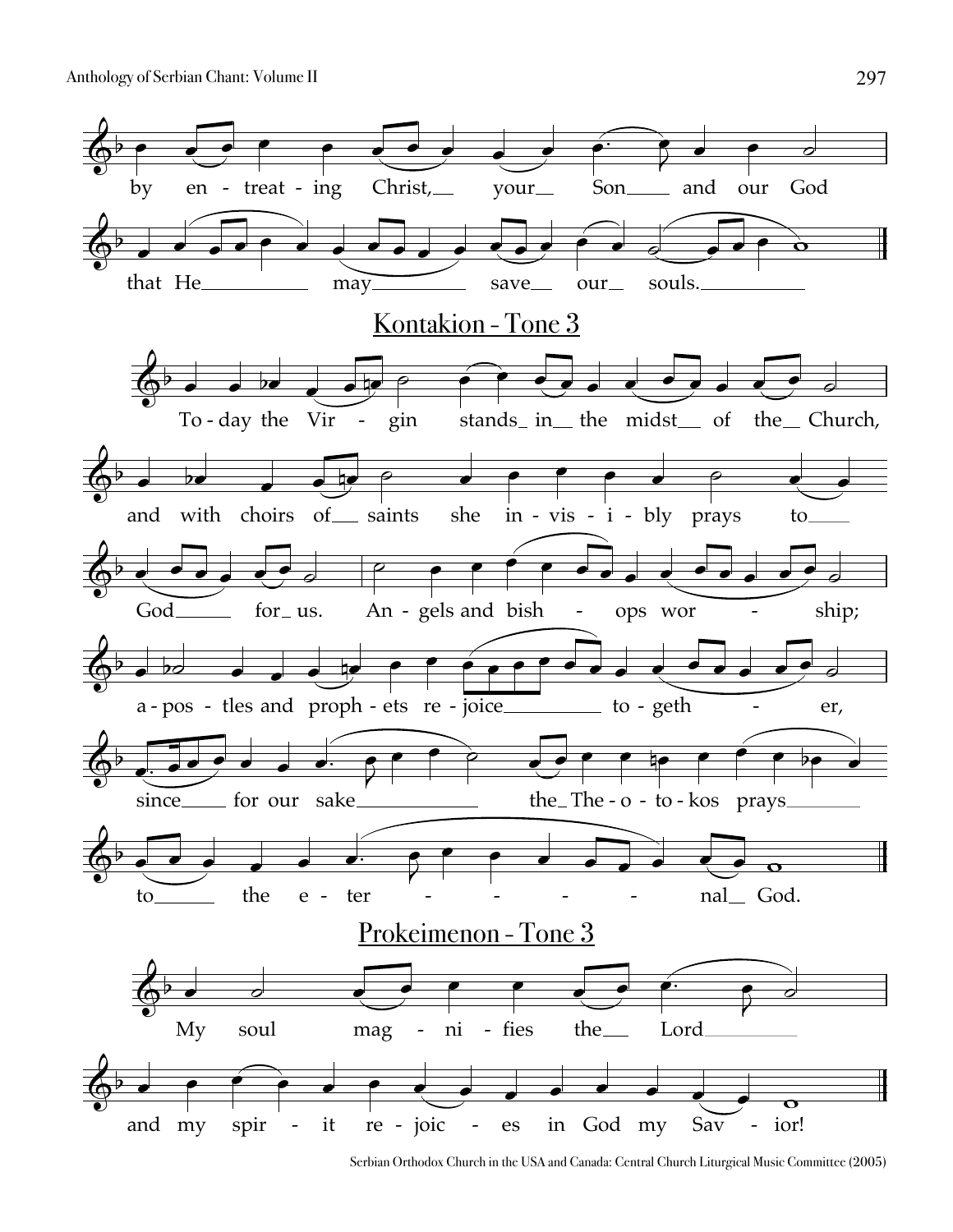by en - treat - ing Christ, your Son and our God

that He may save our souls.

## Kontakion - Tone 3

To - day the Vir - gin stands in the midst of the Church,

and with choirs of saints she in - vis - i - bly prays to

God for us. An - gels and bish - ops wor - ship;

a - pos - tles and proph - ets re - joice to - geth - er,

since for our sake the The - o - to - kos prays

to the e - ter - - - - - nal God.

## Prokeimenon - Tone 3

My soul mag - ni - fies the Lord

and my spir - it re - joic - es in God my Sav - ior!

Serbian Orthodox Church in the USA and Canada: Central Church Liturgical Music Committee (2005)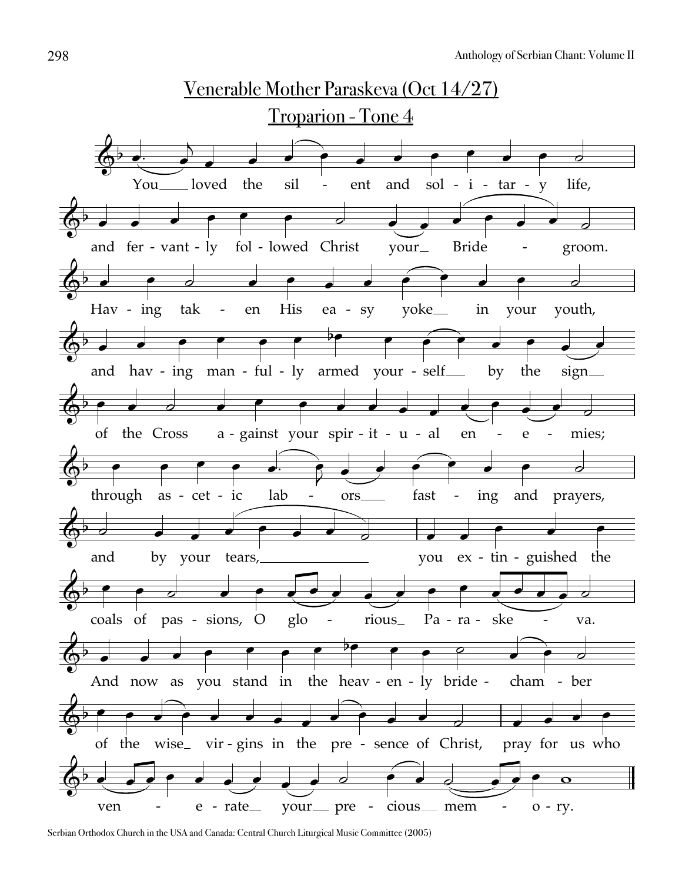# Venerable Mother Paraskeva (Oct 14/27)

## Troparion - Tone 4

You loved the silent and solitary life,
and fervantly followed Christ your Bridegroom.
Having taken His easy yoke in your youth,
and having manfully armed yourself by the sign
of the Cross against your spiritual enemies;
through ascetic labors fasting and prayers,
and by your tears, you extinguished the
coals of passions, O glorious Paraskeva.
And now as you stand in the heavenly bridechamber
of the wise virgins in the presence of Christ, pray for us who
venerate your precious memory.

Serbian Orthodox Church in the USA and Canada: Central Church Liturgical Music Committee (2005)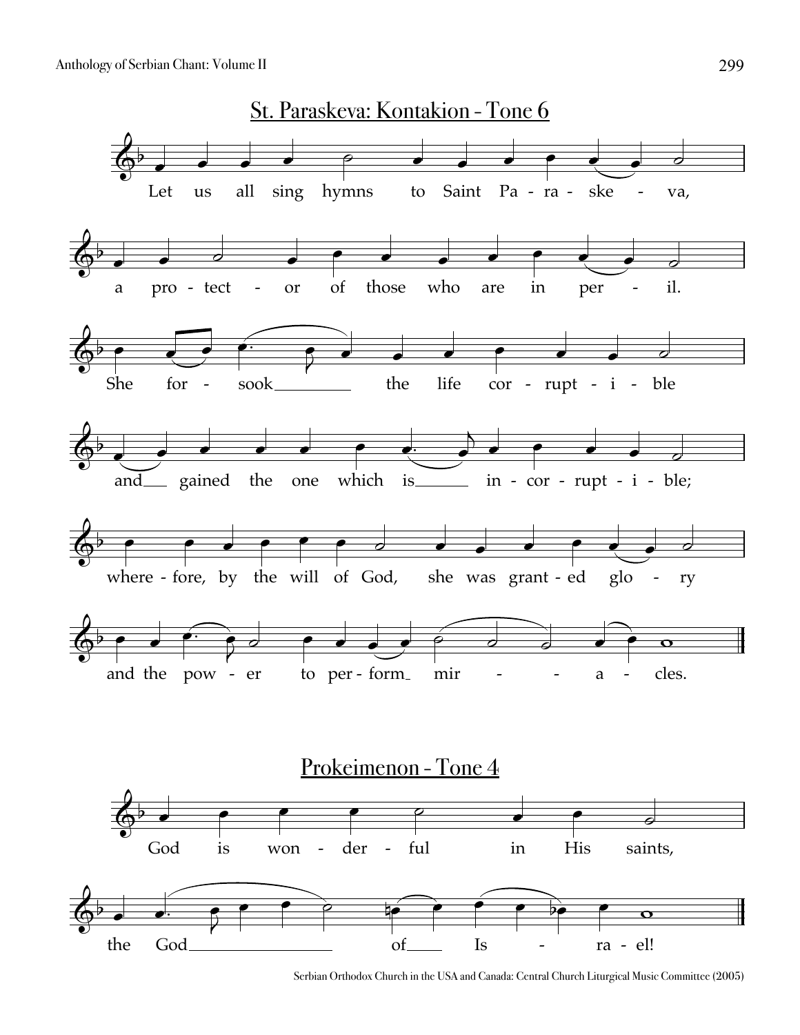## St. Paraskeva: Kontakion - Tone 6

Let us all sing hymns to Saint Pa - ra - ske - va,

a pro - tect - or of those who are in per - il.

She for - sook the life cor - rupt - i - ble

and gained the one which is in - cor - rupt - i - ble;

where - fore, by the will of God, she was grant - ed glo - ry

and the pow - er to per - form mir - - a - cles.

## Prokeimenon - Tone 4

God is won - der - ful in His saints,

the God of Is - ra - el!

Serbian Orthodox Church in the USA and Canada: Central Church Liturgical Music Committee (2005)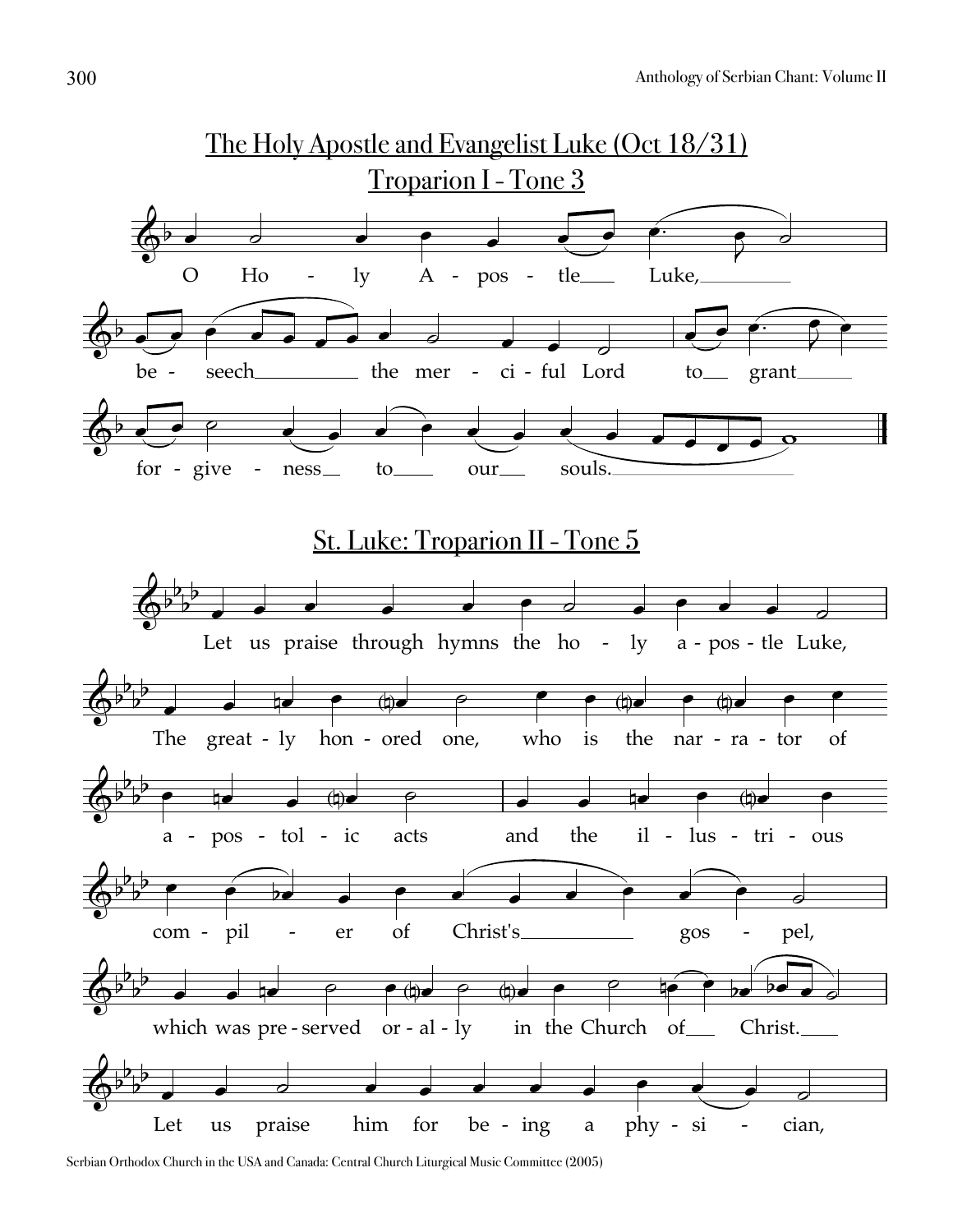## The Holy Apostle and Evangelist Luke (Oct 18/31)

### Troparion I - Tone 3

O Holy Apostle Luke, beseech the merciful Lord to grant forgiveness to our souls.

## St. Luke: Troparion II - Tone 5

Let us praise through hymns the holy apostle Luke,
The greatly honored one, who is the narrator of apostolic acts and the illustrious compiler of Christ's gospel,
which was preserved orally in the Church of Christ.
Let us praise him for being a physician,

Serbian Orthodox Church in the USA and Canada: Central Church Liturgical Music Committee (2005)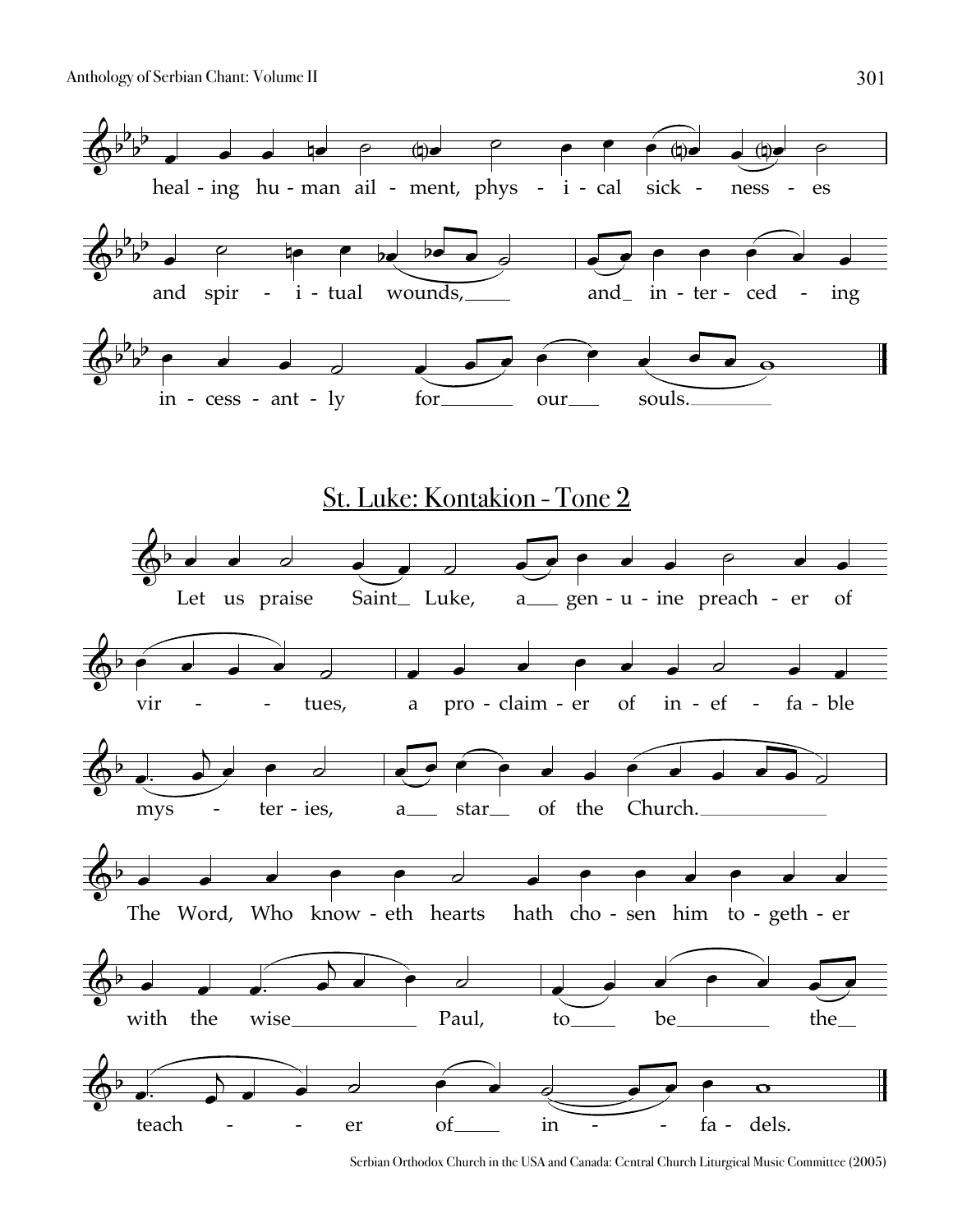heal - ing hu - man ail - ment, phys - i - cal sick - ness - es

and spir - i - tual wounds, and in - ter - ced - ing

in - cess - ant - ly for our souls.

## St. Luke: Kontakion - Tone 2

Let us praise Saint Luke, a gen - u - ine preach - er of

vir - tues, a pro - claim - er of in - ef - fa - ble

mys - ter - ies, a star of the Church.

The Word, Who know - eth hearts hath cho - sen him to - geth - er

with the wise Paul, to be the

teach - er of in - fa - dels.

Serbian Orthodox Church in the USA and Canada: Central Church Liturgical Music Committee (2005)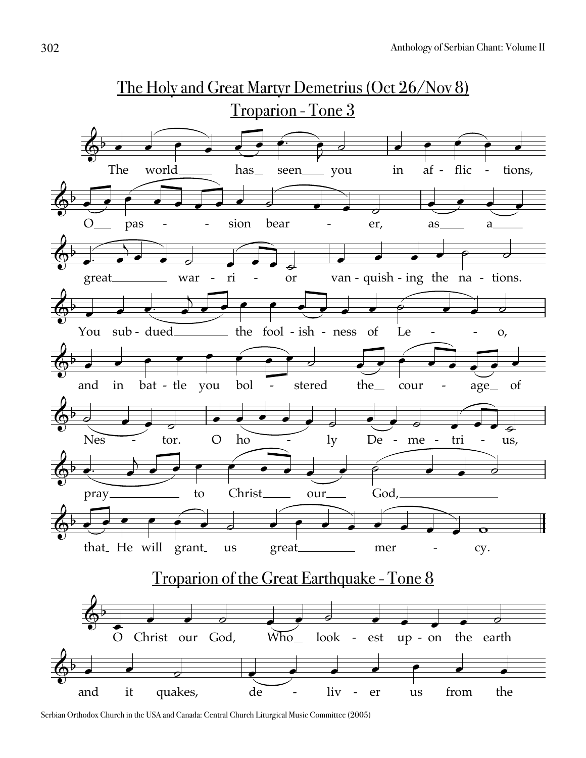# The Holy and Great Martyr Demetrius (Oct 26/Nov 8)

## Troparion - Tone 3

The world has seen you in afflictions, O passion bearer, as a great warrior vanquishing the nations. You subdued the foolishness of Leo, and in battle you bolstered the courage of Nestor. O holy Demetrius, pray to Christ our God, that He will grant us great mercy.

## Troparion of the Great Earthquake - Tone 8

O Christ our God, Who lookest upon the earth and it quakes, deliver us from the

Serbian Orthodox Church in the USA and Canada: Central Church Liturgical Music Committee (2005)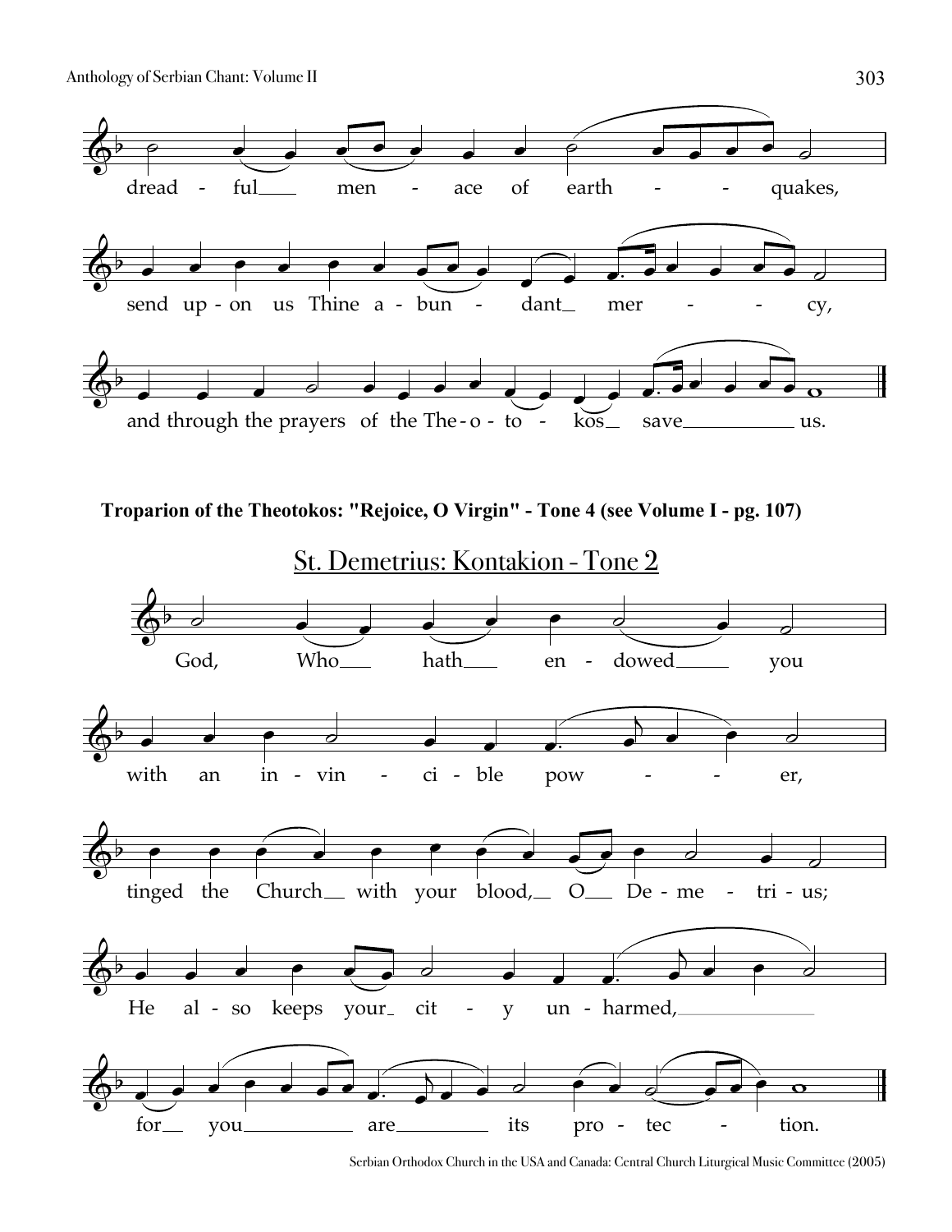dread - ful___ men - ace of earth - - quakes,

send up - on us Thine a - bun - dant_ mer - - - cy,

and through the prayers of the The - o - to - kos_ save___ us.

**Troparion of the Theotokos: "Rejoice, O Virgin" - Tone 4 (see Volume I - pg. 107)**

## St. Demetrius: Kontakion - Tone 2

God, Who___ hath___ en - dowed___ you

with an in - vin - ci - ble pow - - - er,

tinged the Church__ with your blood,__ O__ De - me - tri - us;

He al - so keeps your_ cit - y un - harmed,___

for__ you___ are___ its pro - tec - tion.

Serbian Orthodox Church in the USA and Canada: Central Church Liturgical Music Committee (2005)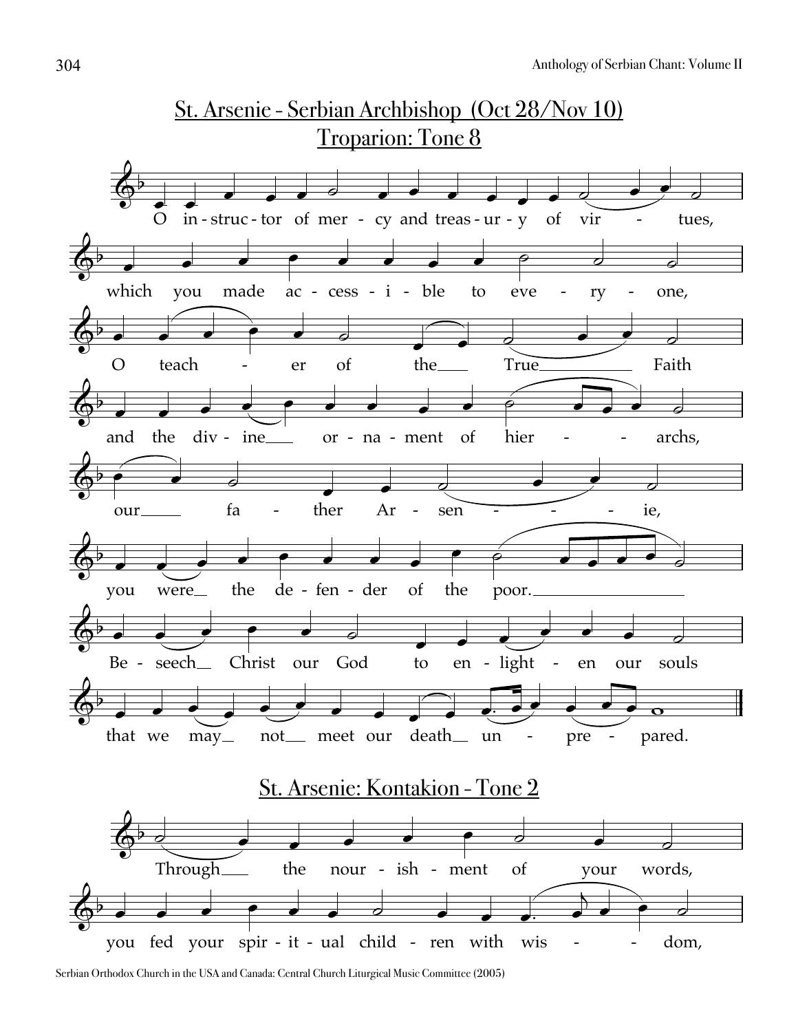# St. Arsenie - Serbian Archbishop (Oct 28/Nov 10)

## Troparion: Tone 8

O in-struc-tor of mer-cy and treas-ur-y of vir - tues,

which you made ac-cess-i-ble to eve-ry-one,

O teach - er of the True Faith

and the div-ine or-na-ment of hier - - archs,

our fa - ther Ar-sen - - - ie,

you were the de-fen-der of the poor.

Be-seech Christ our God to en-light-en our souls

that we may not meet our death un - pre - pared.

## St. Arsenie: Kontakion - Tone 2

Through the nour-ish-ment of your words,

you fed your spir-it-ual child-ren with wis - - dom,

Serbian Orthodox Church in the USA and Canada: Central Church Liturgical Music Committee (2005)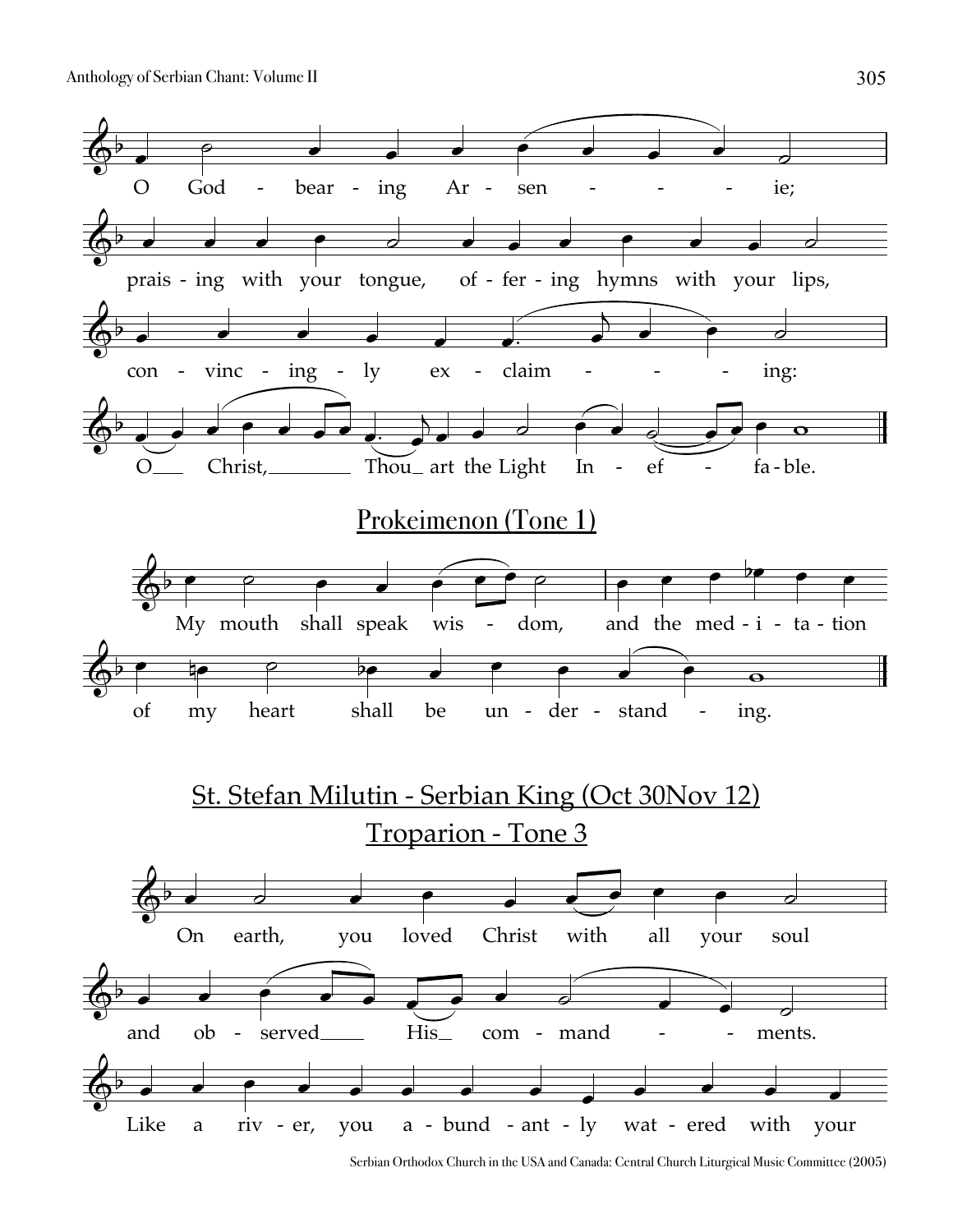O God - bear - ing Ar - sen - - - - ie;

prais - ing with your tongue, of - fer - ing hymns with your lips,

con - vinc - ing - ly ex - claim - - - - ing:

O Christ, Thou art the Light In - ef - fa - ble.

## Prokeimenon (Tone 1)

My mouth shall speak wis - dom, and the med - i - ta - tion

of my heart shall be un - der - stand - ing.

## St. Stefan Milutin - Serbian King (Oct 30Nov 12)

### Troparion - Tone 3

On earth, you loved Christ with all your soul

and ob - served His com - mand - - ments.

Like a riv - er, you a - bund - ant - ly wat - ered with your

Serbian Orthodox Church in the USA and Canada: Central Church Liturgical Music Committee (2005)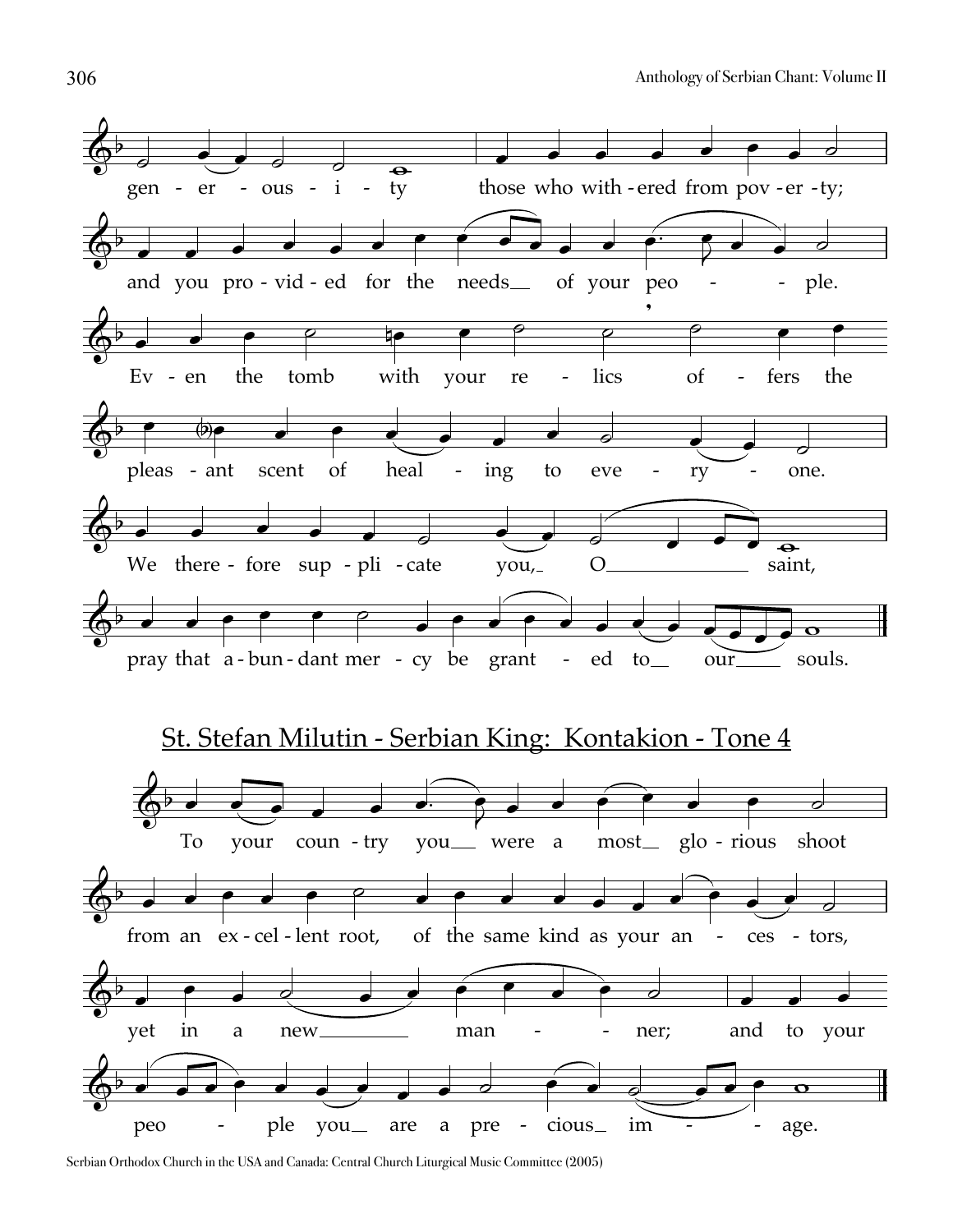gen - er - ous - i - ty those who with - ered from pov - er - ty;

and you pro - vid - ed for the needs of your peo - ple.

Ev - en the tomb with your re - lics of - fers the

pleas - ant scent of heal - ing to eve - ry - one.

We there - fore sup - pli - cate you, O saint,

pray that a - bun - dant mer - cy be grant - ed to our souls.

## St. Stefan Milutin - Serbian King: Kontakion - Tone 4

To your coun - try you were a most glo - rious shoot

from an ex - cel - lent root, of the same kind as your an - ces - tors,

yet in a new man - ner; and to your

peo - ple you are a pre - cious im - age.

Serbian Orthodox Church in the USA and Canada: Central Church Liturgical Music Committee (2005)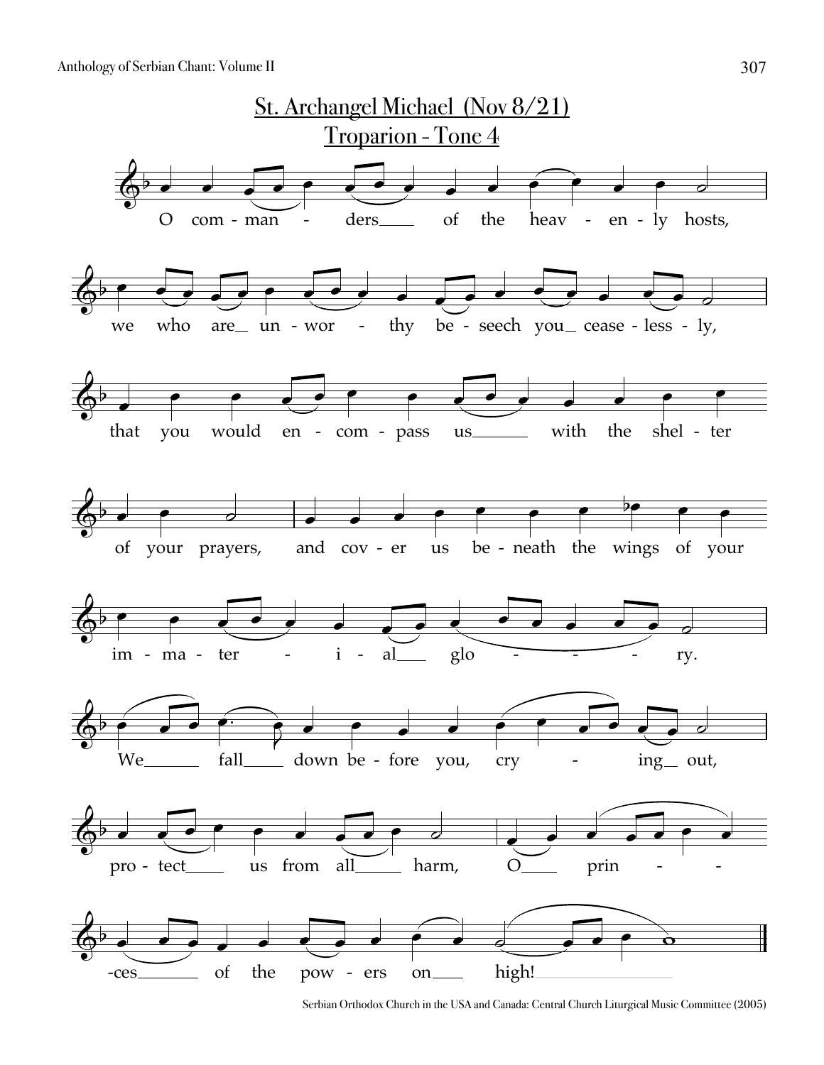# St. Archangel Michael (Nov 8/21)

## Troparion - Tone 4

O com - man - ders of the heav - en - ly hosts,

we who are un - wor - thy be - seech you cease - less - ly,

that you would en - com - pass us with the shel - ter

of your prayers, and cov - er us be - neath the wings of your

im - ma - ter - i - al glo - - - ry.

We fall down be - fore you, cry - ing out,

pro - tect us from all harm, O prin - -

-ces of the pow - ers on high!

Serbian Orthodox Church in the USA and Canada: Central Church Liturgical Music Committee (2005)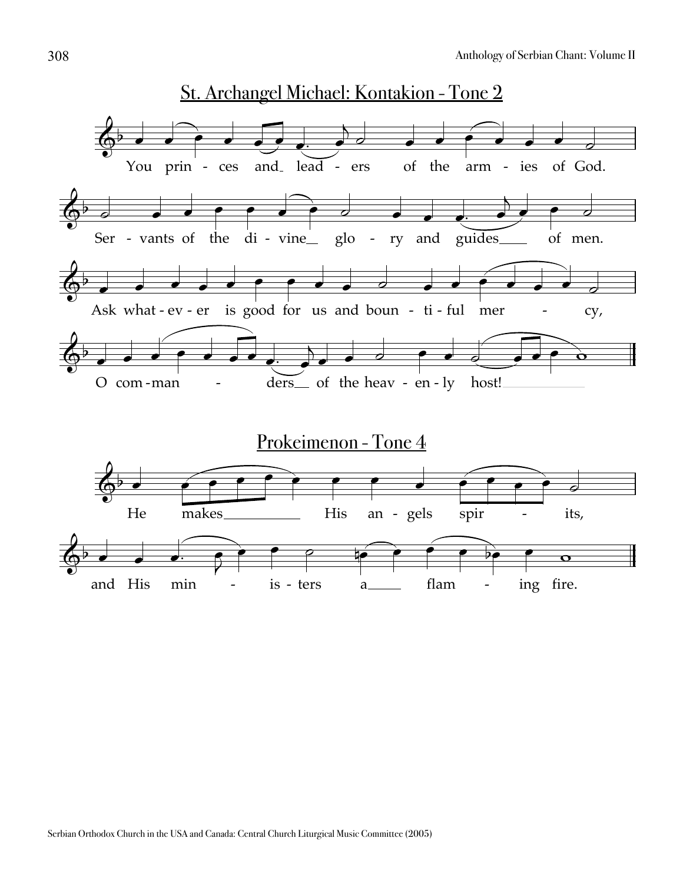## St. Archangel Michael: Kontakion - Tone 2

You princes and leaders of the armies of God.

Servants of the divine glory and guides of men.

Ask whatever is good for us and bountiful mercy,

O commanders of the heavenly host!

## Prokeimenon - Tone 4

He makes His angels spirits,

and His ministers a flaming fire.

Serbian Orthodox Church in the USA and Canada: Central Church Liturgical Music Committee (2005)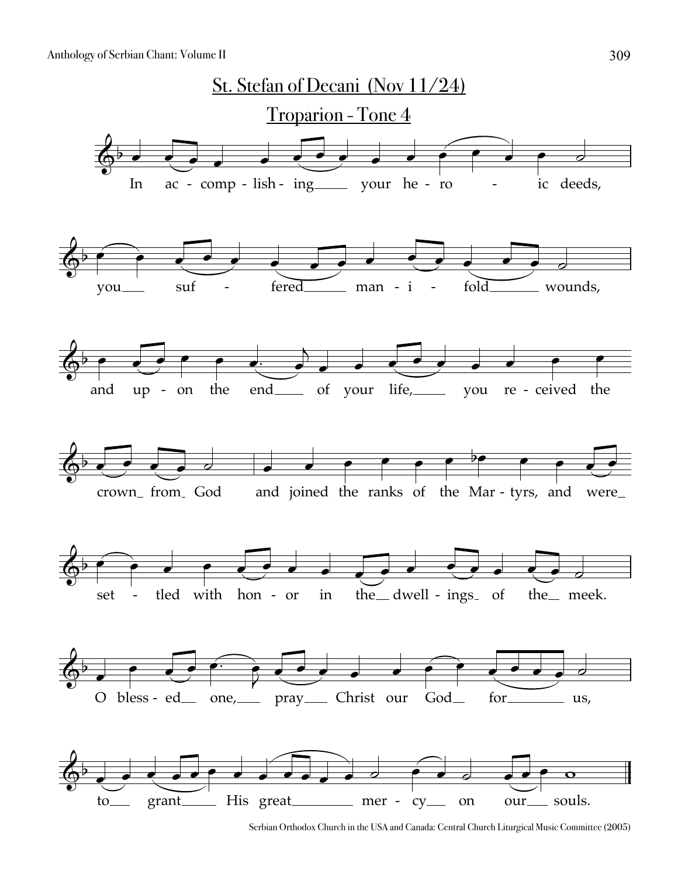## St. Stefan of Decani (Nov 11/24)

## Troparion - Tone 4

In ac - comp - lish - ing your he - ro - ic deeds,

you suf - fered man - i - fold wounds,

and up - on the end of your life, you re - ceived the

crown from God and joined the ranks of the Mar - tyrs, and were

set - tled with hon - or in the dwell - ings of the meek.

O bless - ed one, pray Christ our God for us,

to grant His great mer - cy on our souls.

Serbian Orthodox Church in the USA and Canada: Central Church Liturgical Music Committee (2005)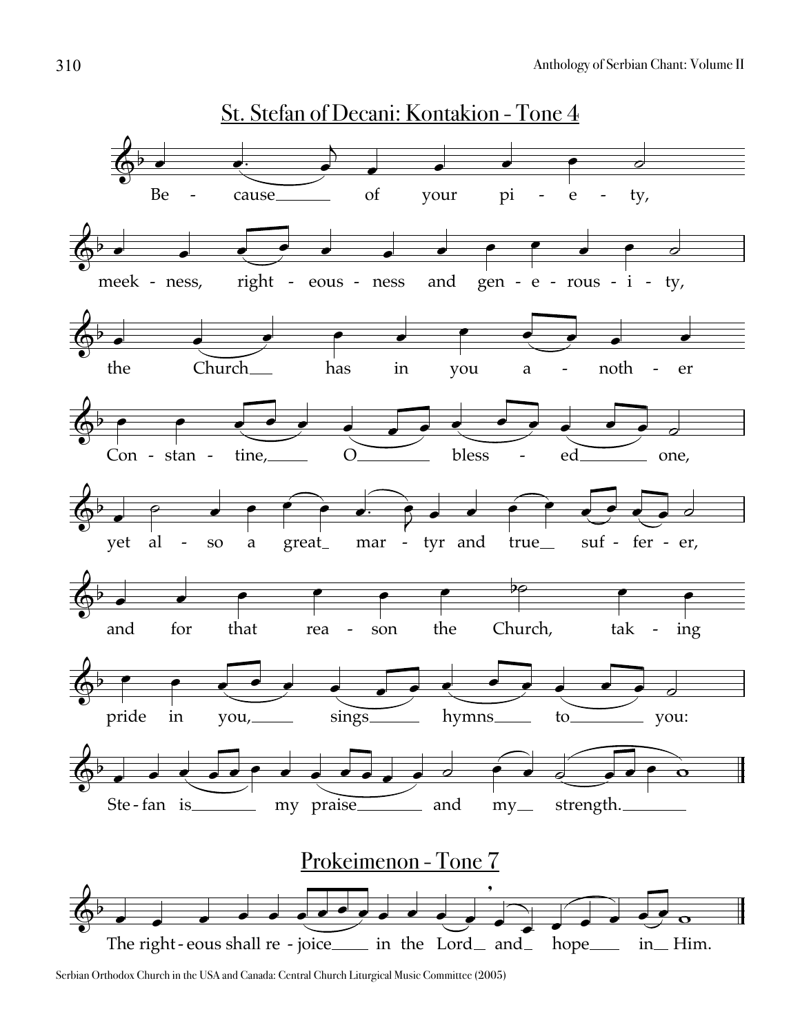## St. Stefan of Decani: Kontakion - Tone 4

Be - cause of your pi - e - ty,

meek - ness, right - eous - ness and gen - e - rous - i - ty,

the Church has in you a - noth - er

Con - stan - tine, O bless - ed one,

yet al - so a great mar - tyr and true suf - fer - er,

and for that rea - son the Church, tak - ing

pride in you, sings hymns to you:

Ste - fan is my praise and my strength.

## Prokeimenon - Tone 7

The right - eous shall re - joice in the Lord and hope in Him.

Serbian Orthodox Church in the USA and Canada: Central Church Liturgical Music Committee (2005)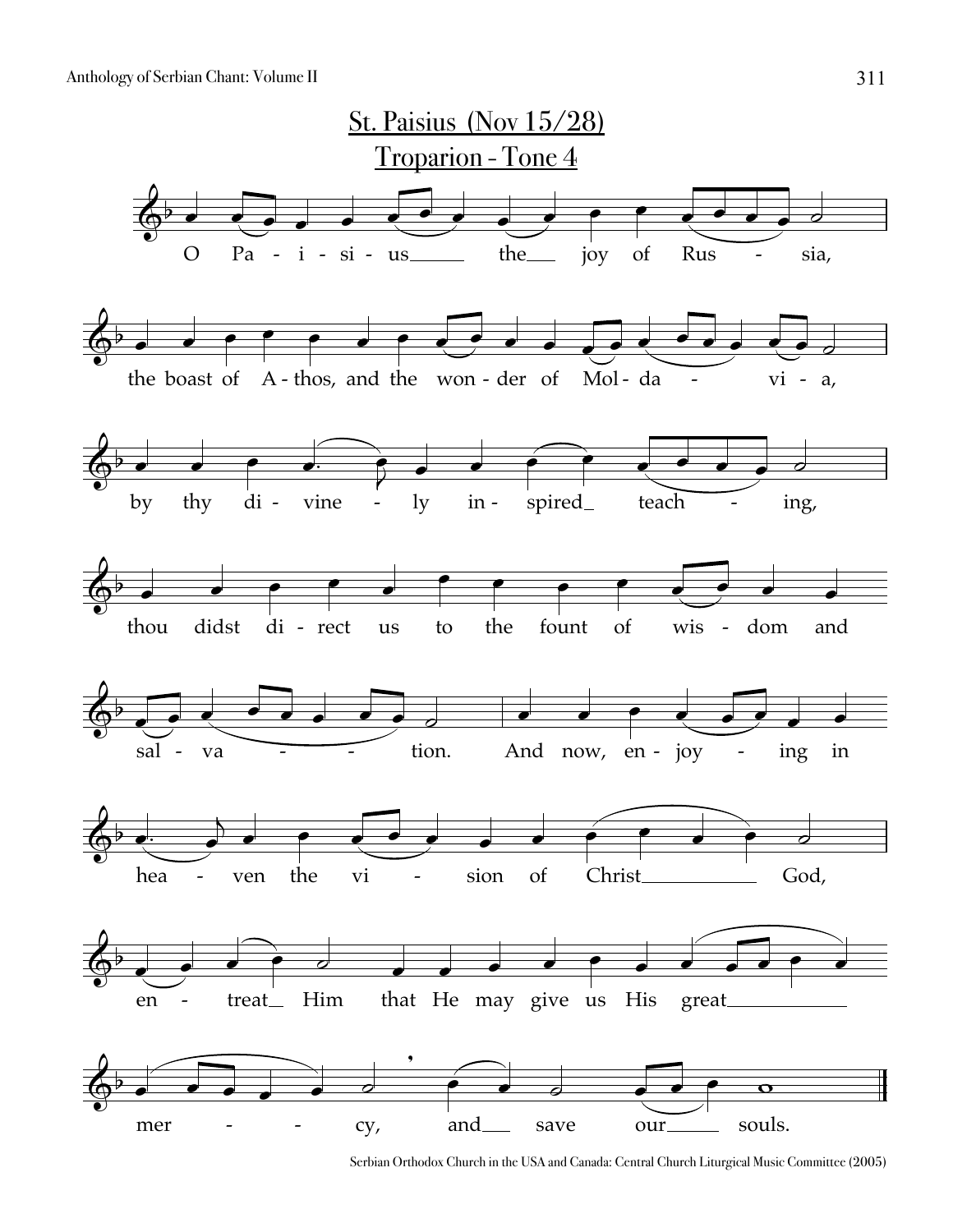## St. Paisius (Nov 15/28)

## Troparion - Tone 4

O Pa - i - si - us the joy of Rus - sia,

the boast of A - thos, and the won - der of Mol - da - vi - a,

by thy di - vine - ly in - spired teach - ing,

thou didst di - rect us to the fount of wis - dom and

sal - va - tion. And now, en - joy - ing in

hea - ven the vi - sion of Christ God,

en - treat Him that He may give us His great

mer - cy, and save our souls.

Serbian Orthodox Church in the USA and Canada: Central Church Liturgical Music Committee (2005)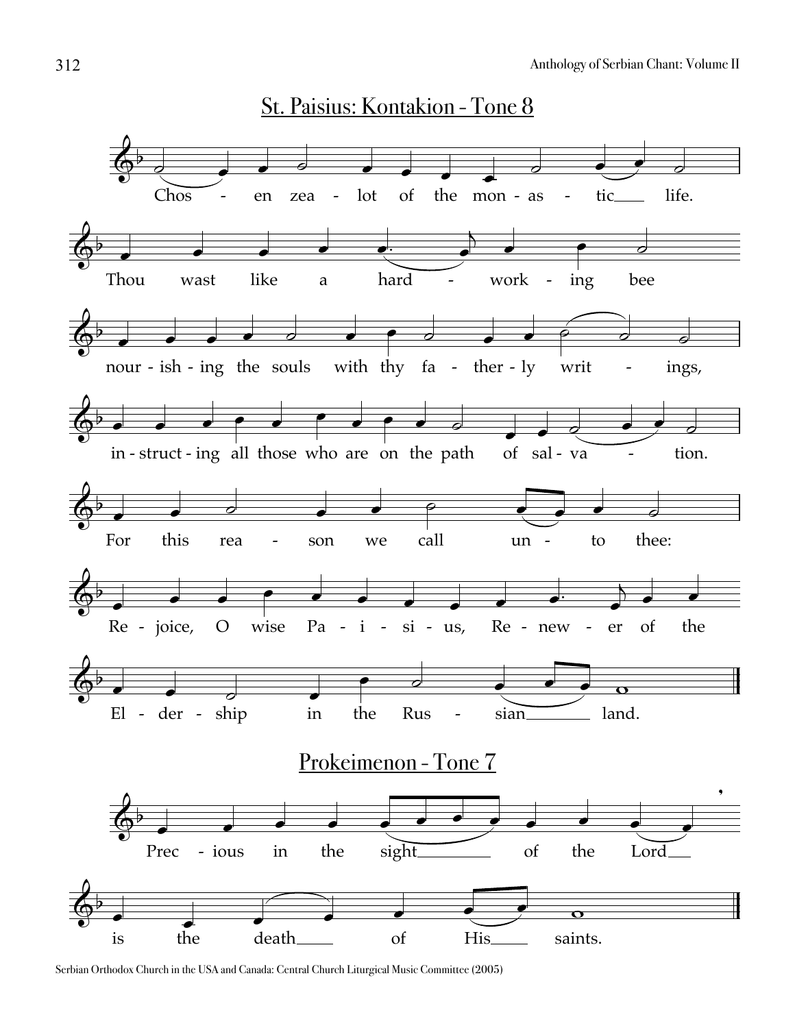## St. Paisius: Kontakion - Tone 8

Chos - en zea - lot of the mon - as - tic life.

Thou wast like a hard - work - ing bee

nour - ish - ing the souls with thy fa - ther - ly writ - ings,

in - struct - ing all those who are on the path of sal - va - tion.

For this rea - son we call un - to thee:

Re - joice, O wise Pa - i - si - us, Re - new - er of the

El - der - ship in the Rus - sian land.

## Prokeimenon - Tone 7

Prec - ious in the sight of the Lord

is the death of His saints.

Serbian Orthodox Church in the USA and Canada: Central Church Liturgical Music Committee (2005)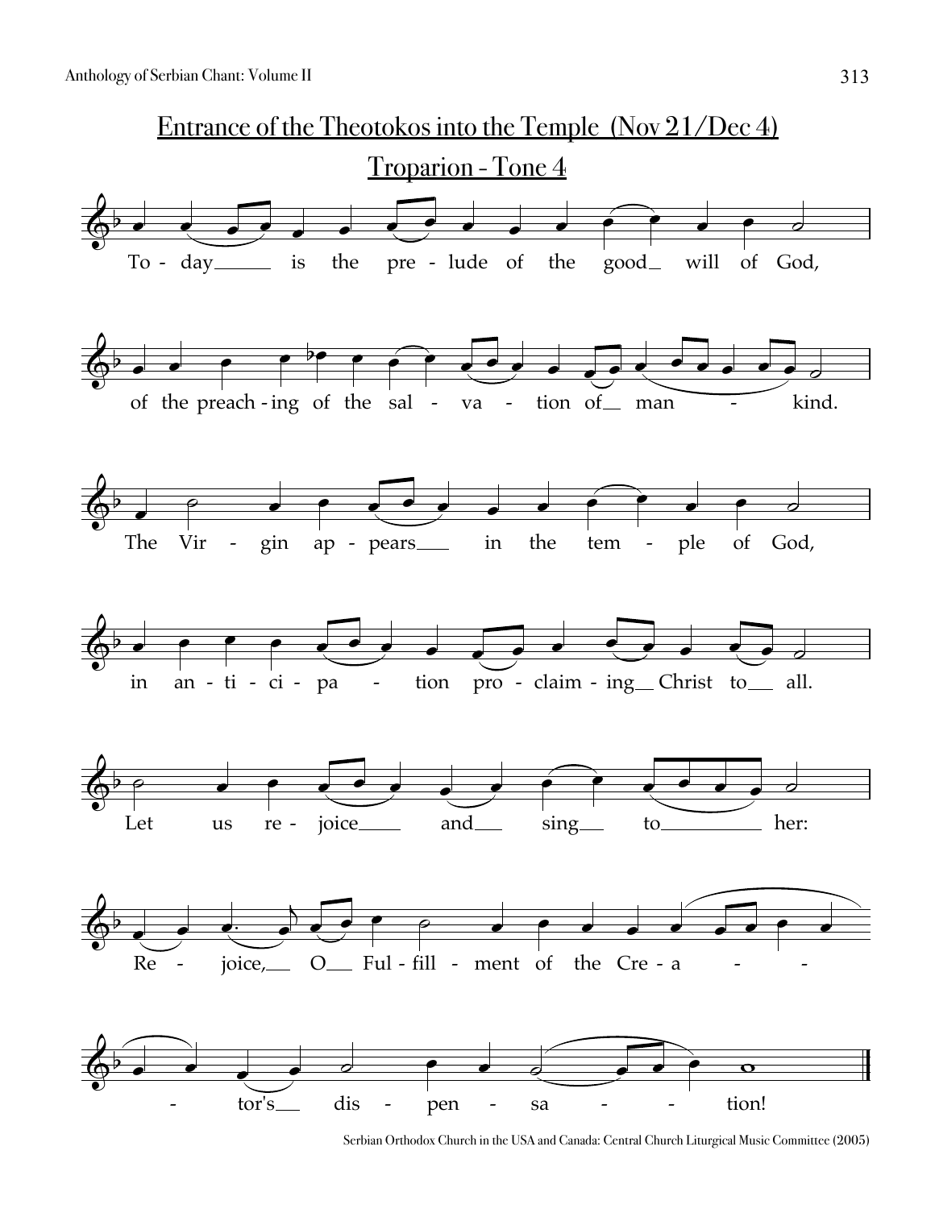# Entrance of the Theotokos into the Temple (Nov 21/Dec 4)

## Troparion - Tone 4

To - day is the pre - lude of the good will of God,

of the preach - ing of the sal - va - tion of man - kind.

The Vir - gin ap - pears in the tem - ple of God,

in an - ti - ci - pa - tion pro - claim - ing Christ to all.

Let us re - joice and sing to her:

Re - joice, O Ful - fill - ment of the Cre - a - - -

- tor's dis - pen - sa - - tion!

Serbian Orthodox Church in the USA and Canada: Central Church Liturgical Music Committee (2005)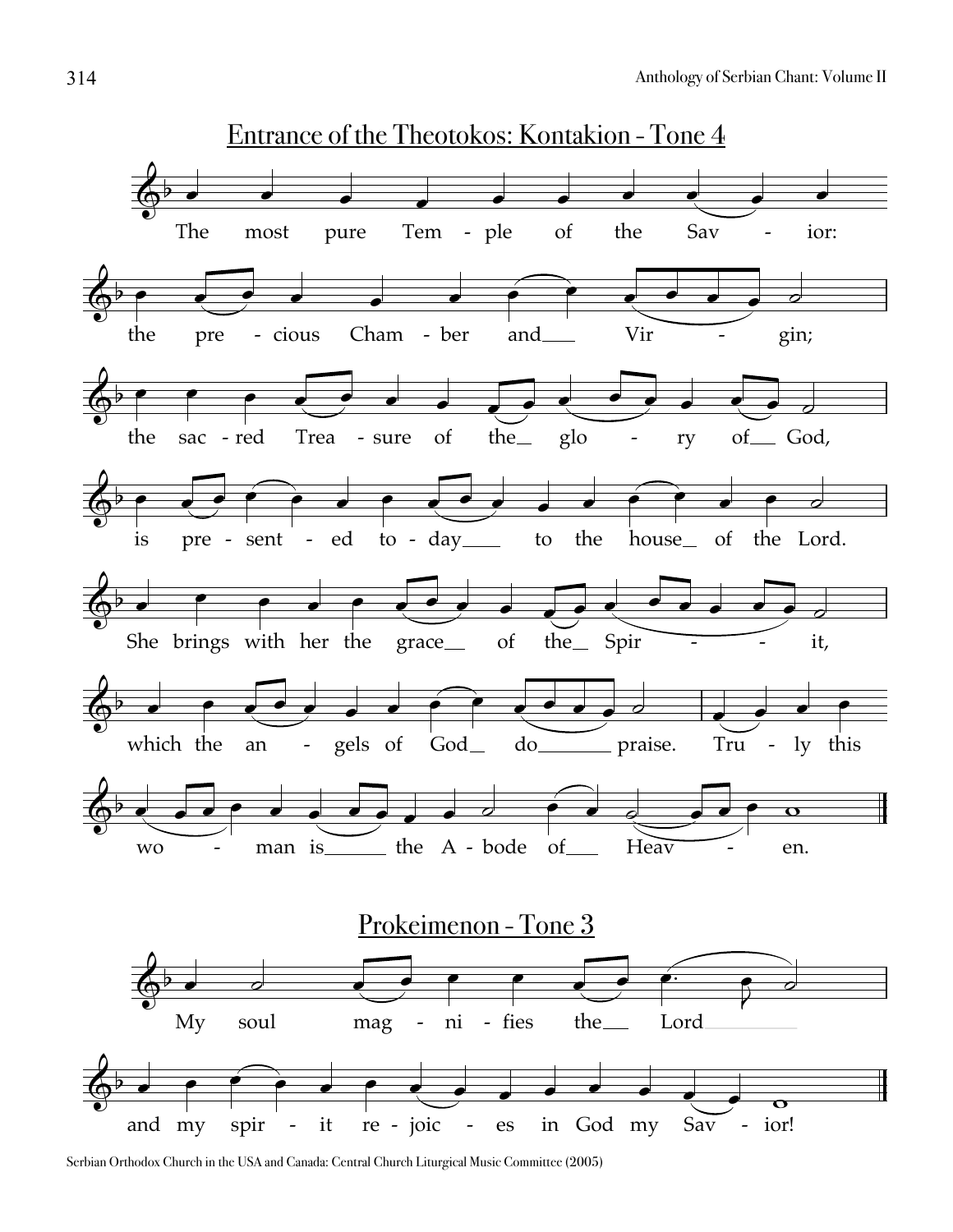## Entrance of the Theotokos: Kontakion - Tone 4

The most pure Temple of the Savior:
the precious Chamber and Virgin;
the sacred Treasure of the glory of God,
is presented today to the house of the Lord.
She brings with her the grace of the Spirit,
which the angels of God do praise. Truly this
woman is the Abode of Heaven.

## Prokeimenon - Tone 3

My soul magnifies the Lord
and my spirit rejoices in God my Savior!

Serbian Orthodox Church in the USA and Canada: Central Church Liturgical Music Committee (2005)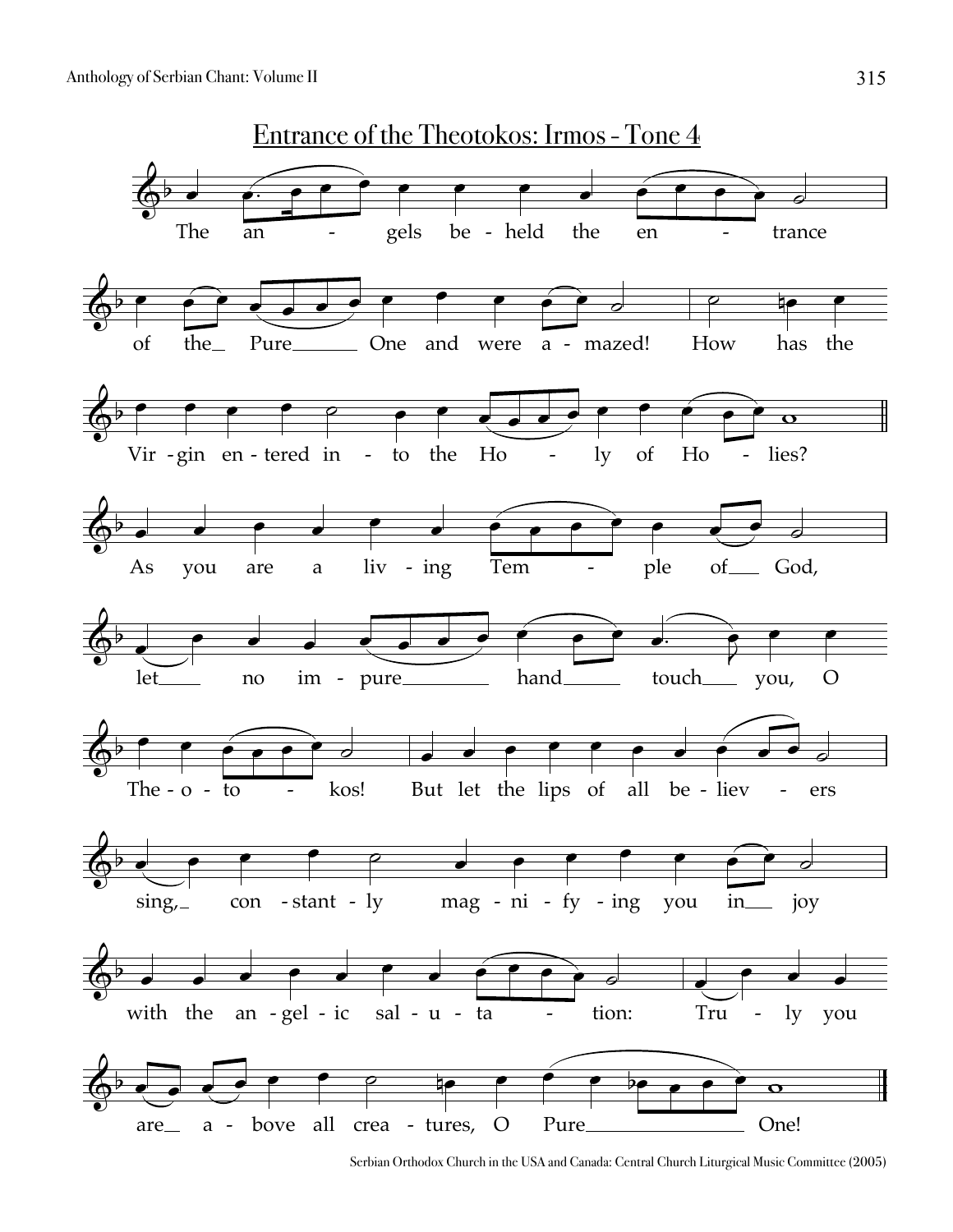# Entrance of the Theotokos: Irmos - Tone 4

The an - gels be - held the en - trance of the Pure One and were a - mazed! How has the Vir - gin en - tered in - to the Ho - ly of Ho - lies?

As you are a liv - ing Tem - ple of God, let no im - pure hand touch you, O The - o - to - kos! But let the lips of all be - liev - ers sing, con - stant - ly mag - ni - fy - ing you in joy with the an - gel - ic sal - u - ta - tion: Tru - ly you are a - bove all crea - tures, O Pure One!

Serbian Orthodox Church in the USA and Canada: Central Church Liturgical Music Committee (2005)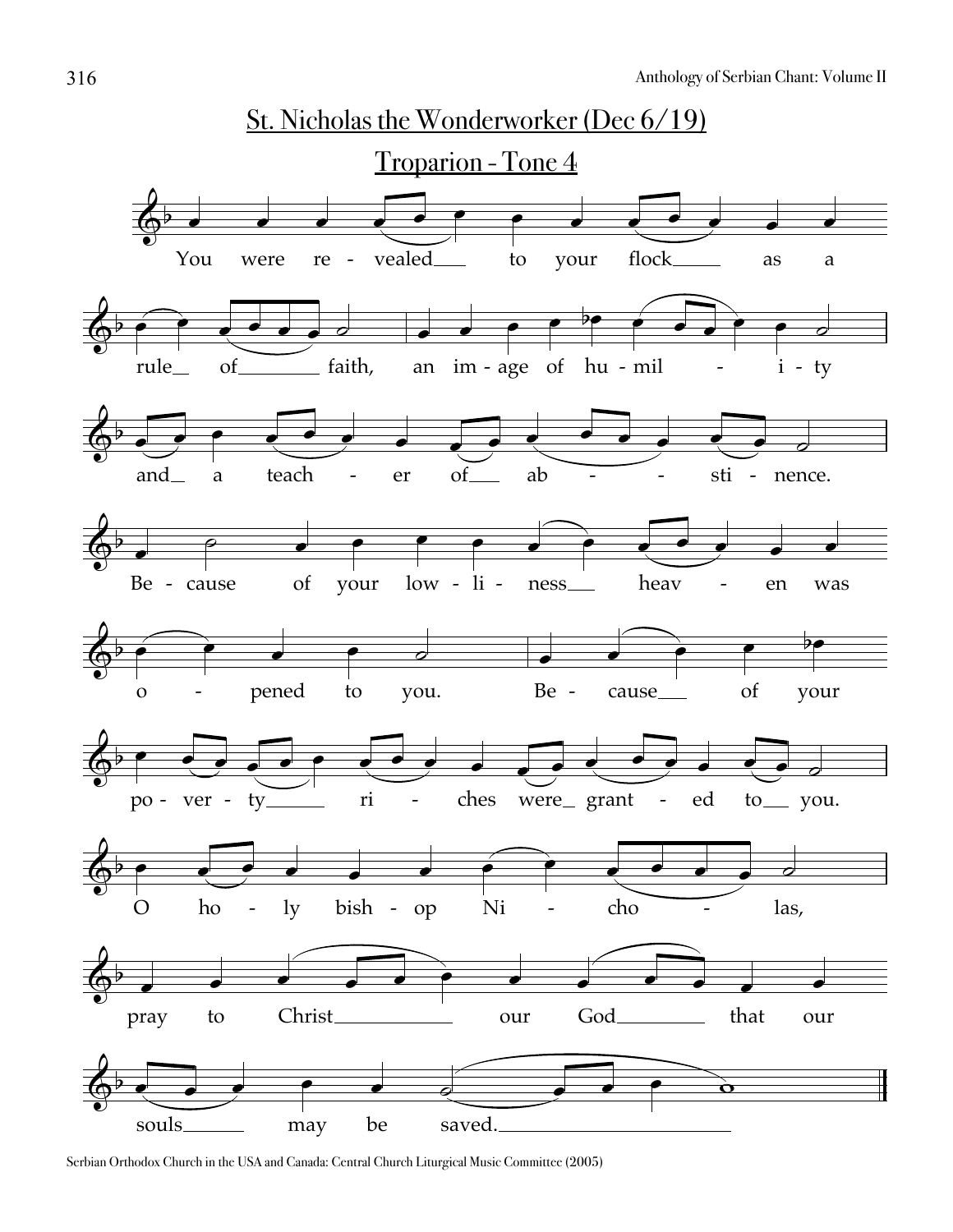## St. Nicholas the Wonderworker (Dec 6/19)

### Troparion - Tone 4

You were revealed to your flock as a rule of faith, an image of humility and a teacher of abstinence.

Because of your lowliness heaven was opened to you. Because of your poverty riches were granted to you.

O holy bishop Nicholas, pray to Christ our God that our souls may be saved.

Serbian Orthodox Church in the USA and Canada: Central Church Liturgical Music Committee (2005)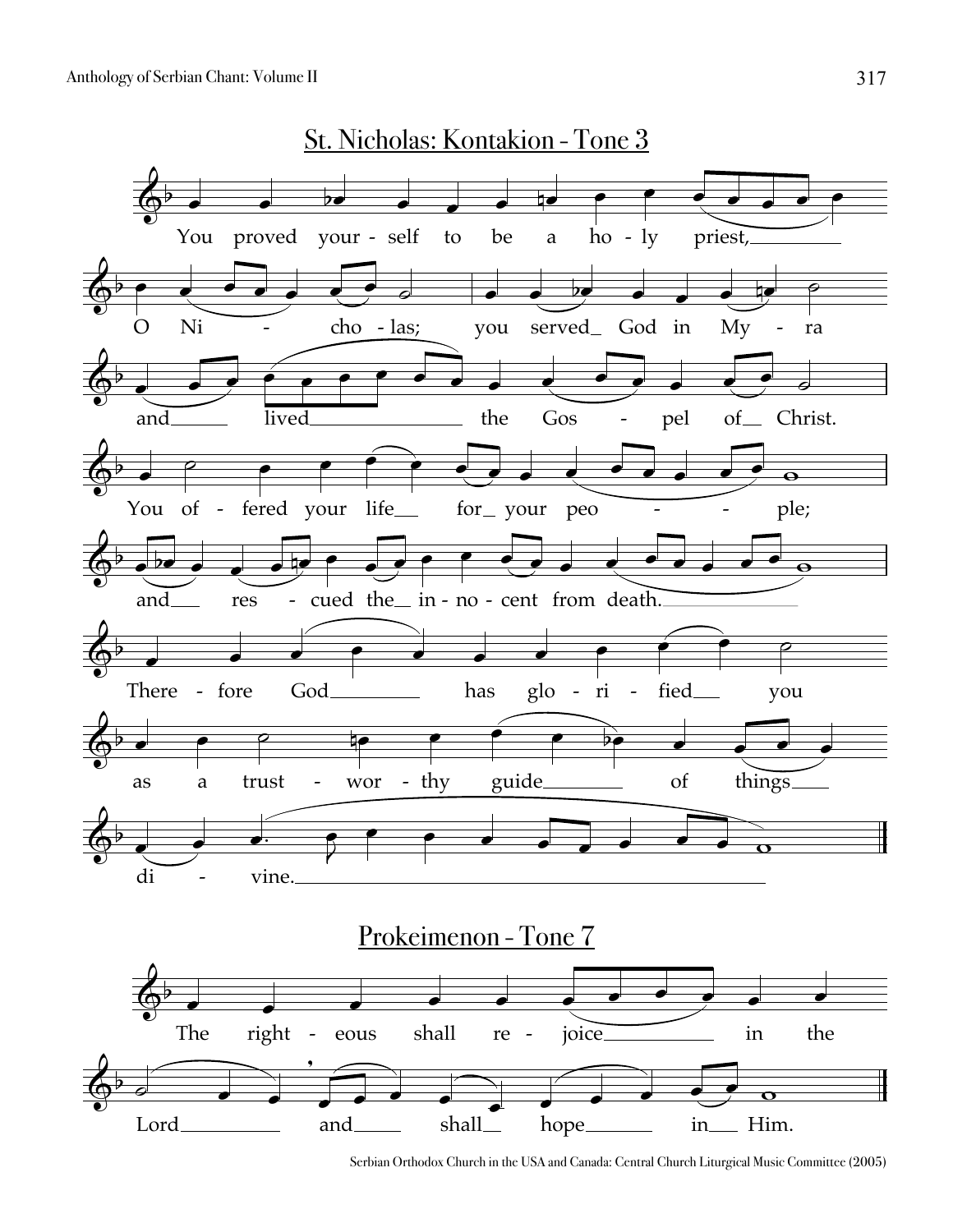## St. Nicholas: Kontakion - Tone 3

You proved your - self to be a ho - ly priest,

O Ni - cho - las; you served God in My - ra

and lived the Gos - pel of Christ.

You of - fered your life for your peo - - ple;

and res - cued the in - no - cent from death.

There - fore God has glo - ri - fied you

as a trust - wor - thy guide of things

di - vine.

## Prokeimenon - Tone 7

The right - eous shall re - joice in the

Lord and shall hope in Him.

Serbian Orthodox Church in the USA and Canada: Central Church Liturgical Music Committee (2005)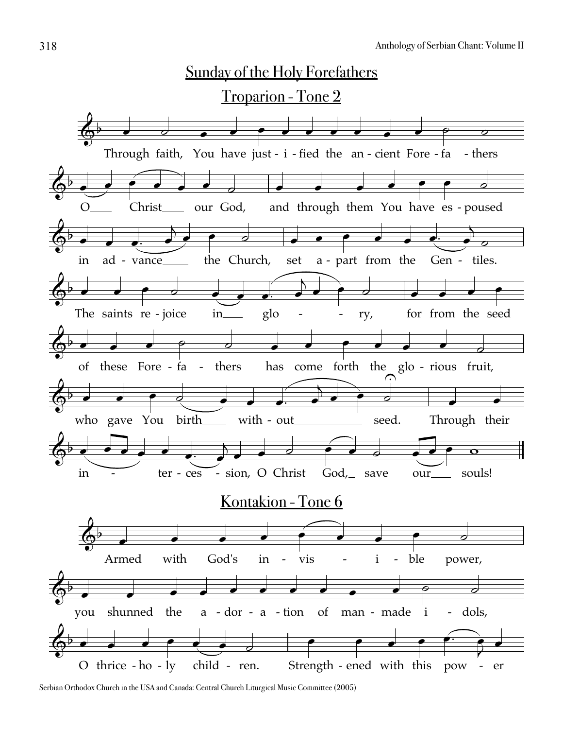## Sunday of the Holy Forefathers

### Troparion - Tone 2

Through faith, You have just-i-fied the an-cient Fore-fa-thers O Christ our God, and through them You have es-poused in ad-vance the Church, set a-part from the Gen-tiles. The saints re-joice in glo-ry, for from the seed of these Fore-fa-thers has come forth the glo-rious fruit, who gave You birth with-out seed. Through their in-ter-ces-sion, O Christ God, save our souls!

### Kontakion - Tone 6

Armed with God's in-vis-i-ble power, you shunned the a-dor-a-tion of man-made i-dols, O thrice-ho-ly child-ren. Strength-ened with this pow-er

Serbian Orthodox Church in the USA and Canada: Central Church Liturgical Music Committee (2005)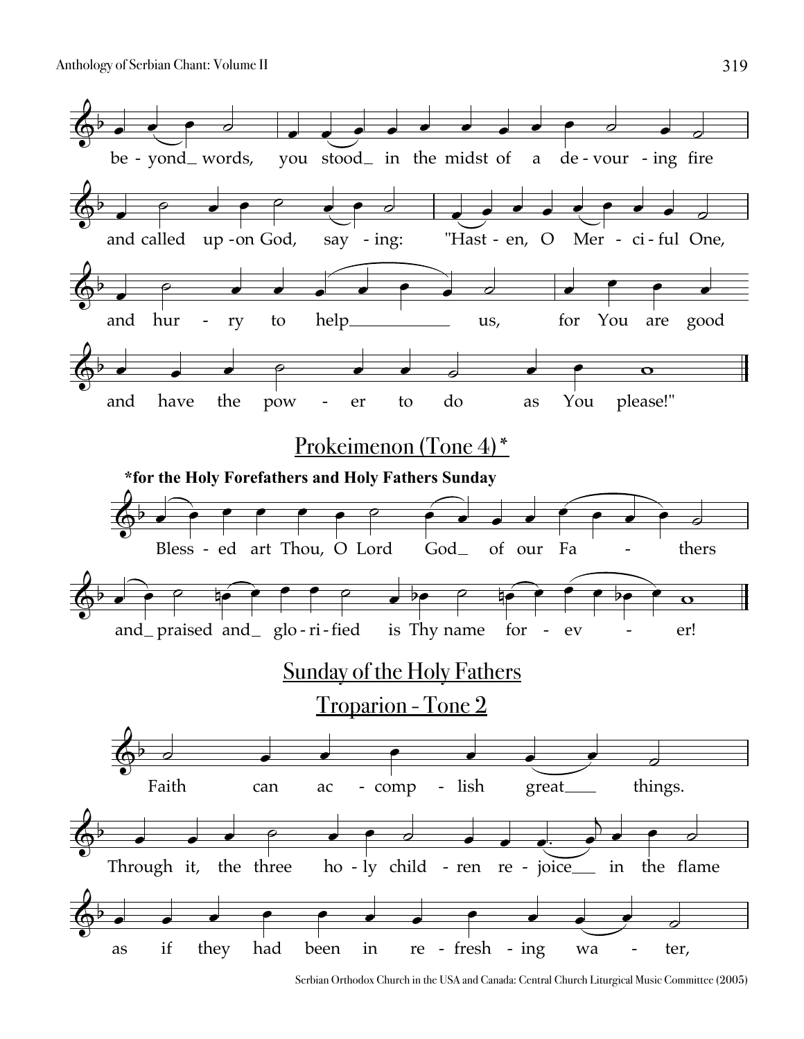be - yond_ words, you stood_ in the midst of a de - vour - ing fire

and called up - on God, say - ing: "Hast - en, O Mer - ci - ful One,

and hur - ry to help_ us, for You are good

and have the pow - er to do as You please!"

## Prokeimenon (Tone 4)*

***for the Holy Forefathers and Holy Fathers Sunday**

Bless - ed art Thou, O Lord God_ of our Fa - thers

and_ praised and_ glo - ri - fied is Thy name for - ev - er!

## Sunday of the Holy Fathers

## Troparion - Tone 2

Faith can ac - comp - lish great_ things.

Through it, the three ho - ly child - ren re - joice_ in the flame

as if they had been in re - fresh - ing wa - ter,

Serbian Orthodox Church in the USA and Canada: Central Church Liturgical Music Committee (2005)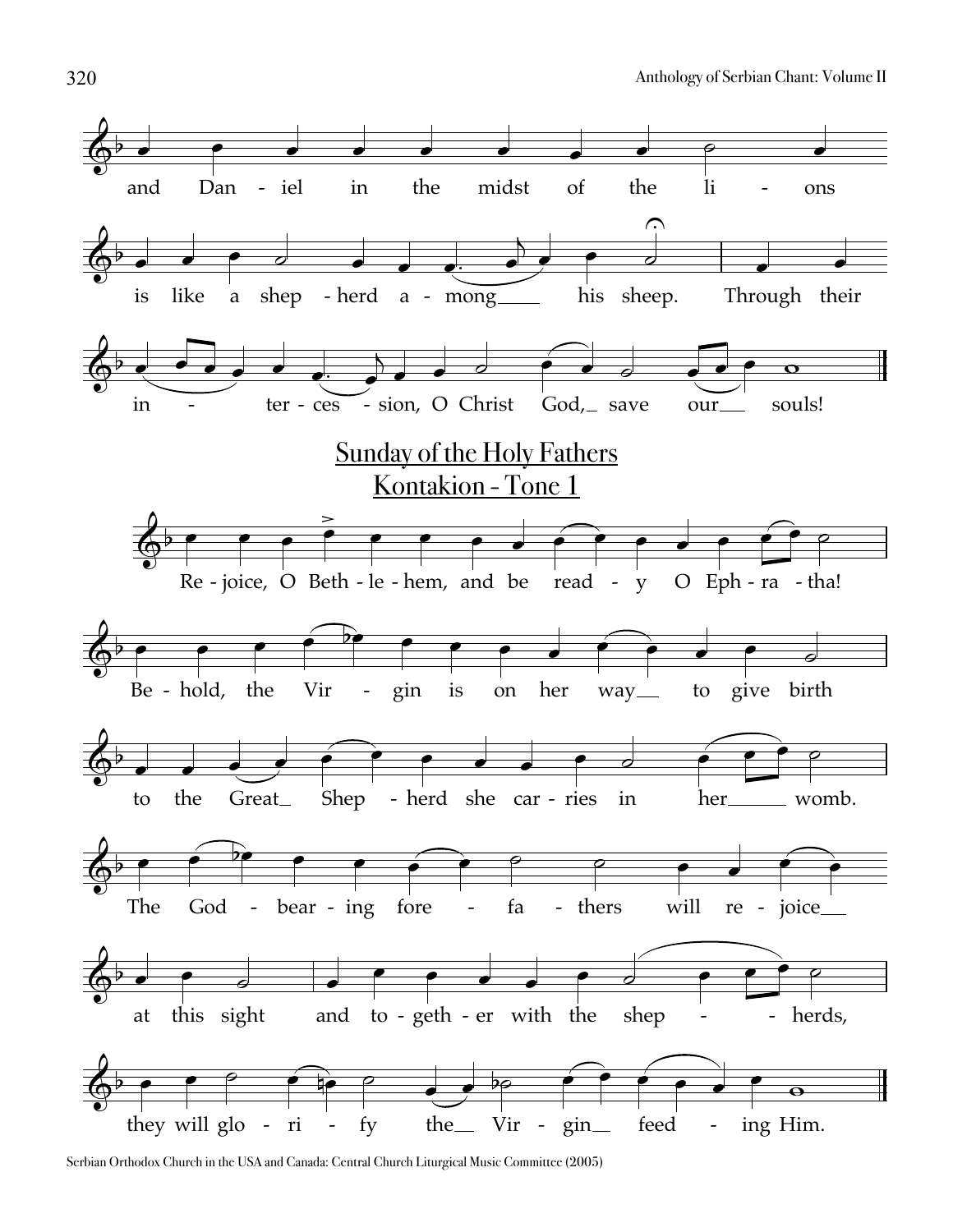and Dan - iel in the midst of the li - ons

is like a shep - herd a - mong___ his sheep. Through their

in - ter - ces - sion, O Christ God,_ save our__ souls!

## Sunday of the Holy Fathers
## Kontakion - Tone 1

Re - joice, O Beth - le - hem, and be read - y O Eph - ra - tha!

Be - hold, the Vir - gin is on her way__ to give birth

to the Great_ Shep - herd she car - ries in her_____ womb.

The God - bear - ing fore - fa - thers will re - joice__

at this sight and to - geth - er with the shep - - herds,

they will glo - ri - fy the__ Vir - gin__ feed - ing Him.

Serbian Orthodox Church in the USA and Canada: Central Church Liturgical Music Committee (2005)